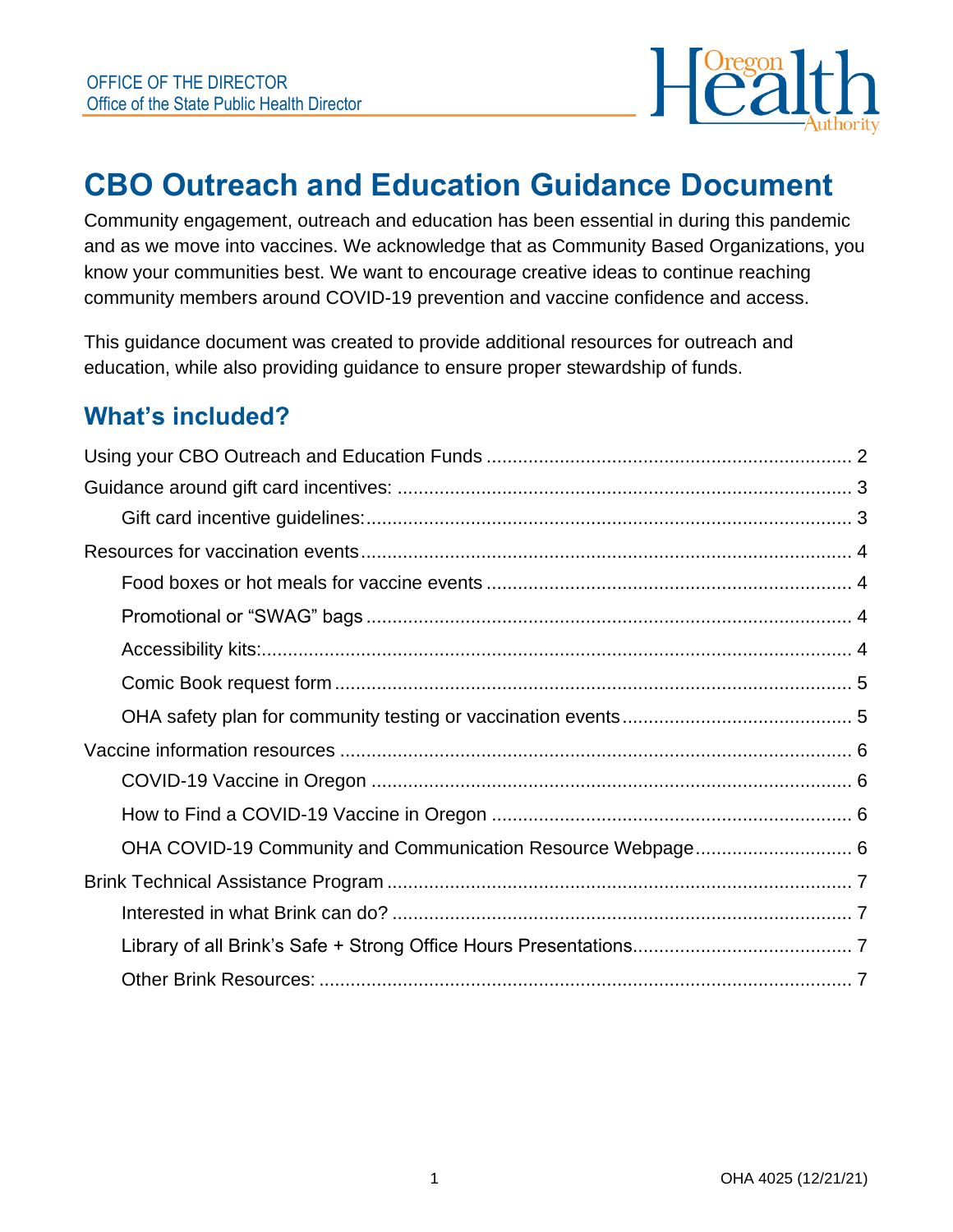OFFICE OF THE DIRECTOR
Office of the State Public Health Director

# CBO Outreach and Education Guidance Document

Community engagement, outreach and education has been essential in during this pandemic and as we move into vaccines. We acknowledge that as Community Based Organizations, you know your communities best. We want to encourage creative ideas to continue reaching community members around COVID-19 prevention and vaccine confidence and access.

This guidance document was created to provide additional resources for outreach and education, while also providing guidance to ensure proper stewardship of funds.

## What's included?

- Using your CBO Outreach and Education Funds ..... 2
- Guidance around gift card incentives: ..... 3
  - Gift card incentive guidelines: ..... 3
- Resources for vaccination events ..... 4
  - Food boxes or hot meals for vaccine events ..... 4
  - Promotional or "SWAG" bags ..... 4
  - Accessibility kits: ..... 4
  - Comic Book request form ..... 5
  - OHA safety plan for community testing or vaccination events ..... 5
- Vaccine information resources ..... 6
  - COVID-19 Vaccine in Oregon ..... 6
  - How to Find a COVID-19 Vaccine in Oregon ..... 6
  - OHA COVID-19 Community and Communication Resource Webpage ..... 6
- Brink Technical Assistance Program ..... 7
  - Interested in what Brink can do? ..... 7
  - Library of all Brink's Safe + Strong Office Hours Presentations ..... 7
  - Other Brink Resources: ..... 7

OHA 4025 (12/21/21)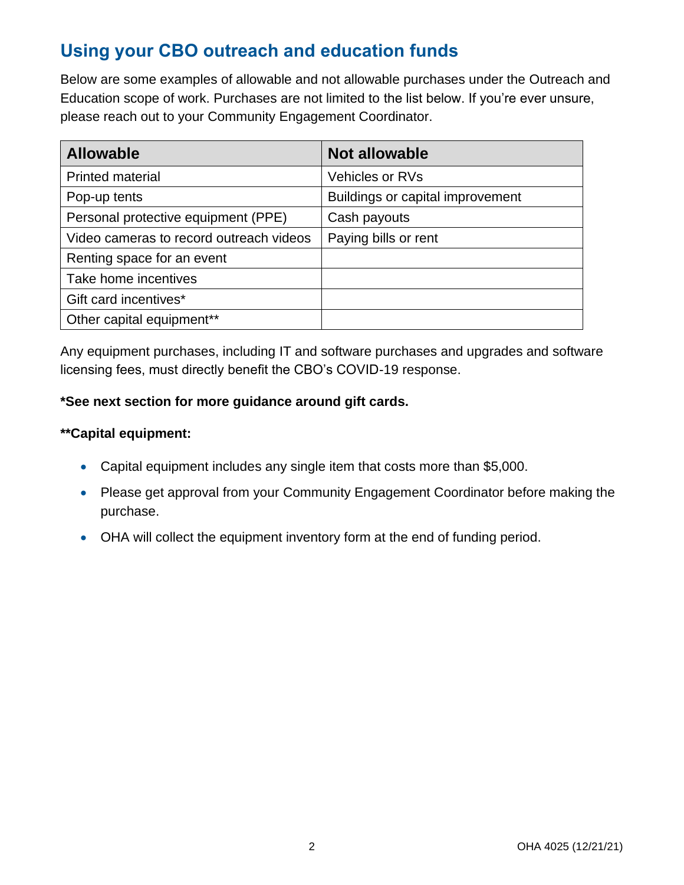## Using your CBO outreach and education funds

Below are some examples of allowable and not allowable purchases under the Outreach and Education scope of work. Purchases are not limited to the list below. If you're ever unsure, please reach out to your Community Engagement Coordinator.

| Allowable | Not allowable |
| --- | --- |
| Printed material | Vehicles or RVs |
| Pop-up tents | Buildings or capital improvement |
| Personal protective equipment (PPE) | Cash payouts |
| Video cameras to record outreach videos | Paying bills or rent |
| Renting space for an event | |
| Take home incentives | |
| Gift card incentives* | |
| Other capital equipment** | |

Any equipment purchases, including IT and software purchases and upgrades and software licensing fees, must directly benefit the CBO's COVID-19 response.

**\*See next section for more guidance around gift cards.**

**\*\*Capital equipment:**

- Capital equipment includes any single item that costs more than $5,000.
- Please get approval from your Community Engagement Coordinator before making the purchase.
- OHA will collect the equipment inventory form at the end of funding period.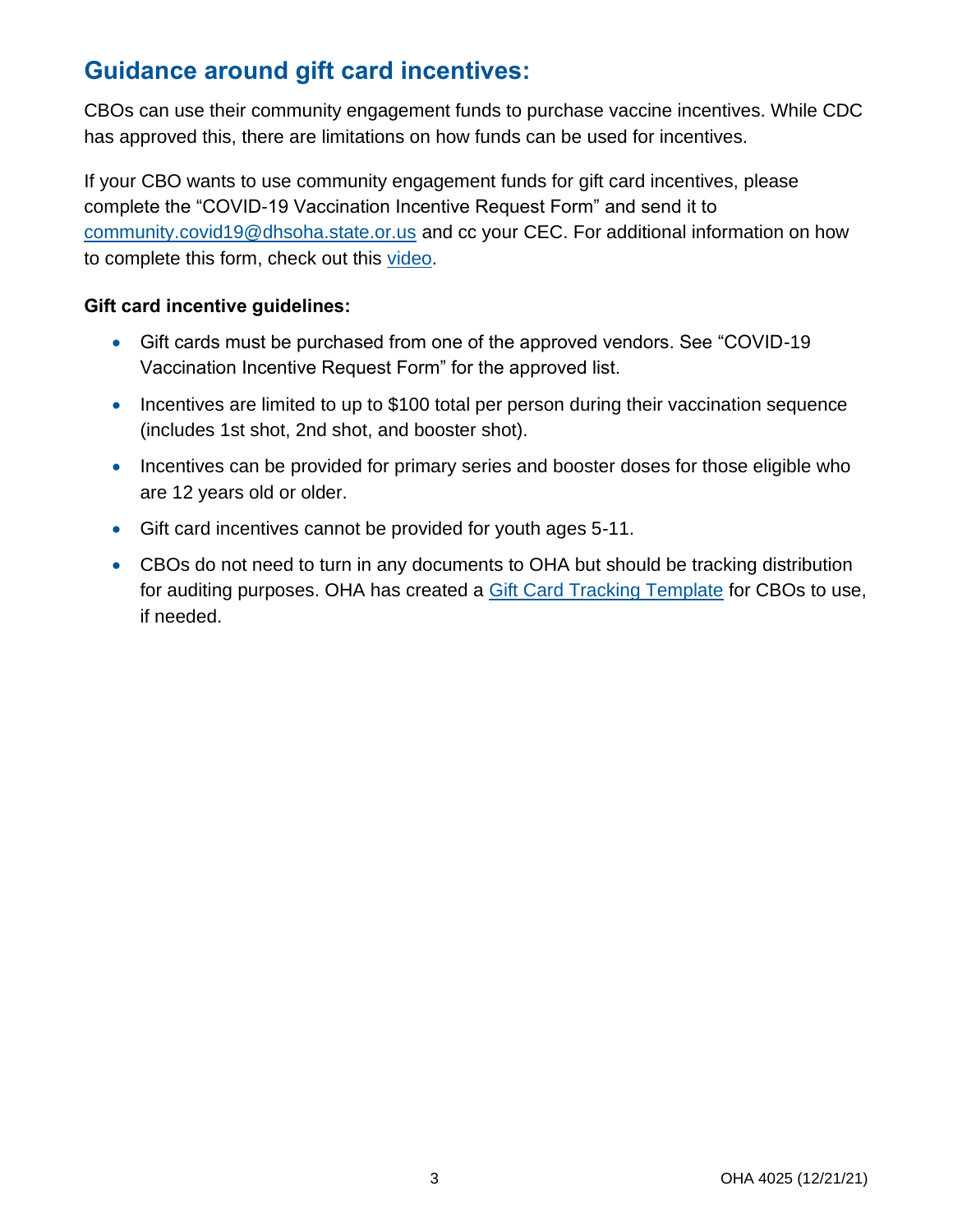## Guidance around gift card incentives:

CBOs can use their community engagement funds to purchase vaccine incentives. While CDC has approved this, there are limitations on how funds can be used for incentives.

If your CBO wants to use community engagement funds for gift card incentives, please complete the "COVID-19 Vaccination Incentive Request Form" and send it to community.covid19@dhsoha.state.or.us and cc your CEC. For additional information on how to complete this form, check out this video.

**Gift card incentive guidelines:**

- Gift cards must be purchased from one of the approved vendors. See "COVID-19 Vaccination Incentive Request Form" for the approved list.
- Incentives are limited to up to $100 total per person during their vaccination sequence (includes 1st shot, 2nd shot, and booster shot).
- Incentives can be provided for primary series and booster doses for those eligible who are 12 years old or older.
- Gift card incentives cannot be provided for youth ages 5-11.
- CBOs do not need to turn in any documents to OHA but should be tracking distribution for auditing purposes. OHA has created a Gift Card Tracking Template for CBOs to use, if needed.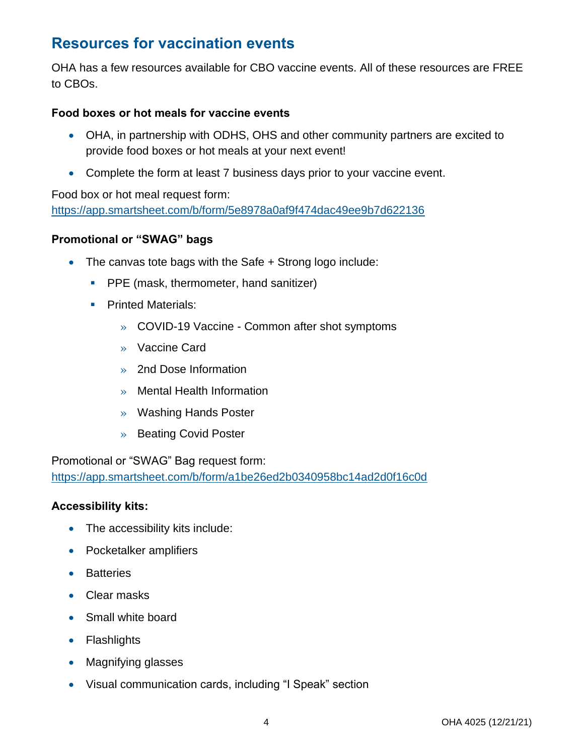## Resources for vaccination events

OHA has a few resources available for CBO vaccine events. All of these resources are FREE to CBOs.

**Food boxes or hot meals for vaccine events**

- OHA, in partnership with ODHS, OHS and other community partners are excited to provide food boxes or hot meals at your next event!
- Complete the form at least 7 business days prior to your vaccine event.

Food box or hot meal request form:
https://app.smartsheet.com/b/form/5e8978a0af9f474dac49ee9b7d622136

**Promotional or "SWAG" bags**

- The canvas tote bags with the Safe + Strong logo include:
  - PPE (mask, thermometer, hand sanitizer)
  - Printed Materials:
    - COVID-19 Vaccine - Common after shot symptoms
    - Vaccine Card
    - 2nd Dose Information
    - Mental Health Information
    - Washing Hands Poster
    - Beating Covid Poster

Promotional or "SWAG" Bag request form:
https://app.smartsheet.com/b/form/a1be26ed2b0340958bc14ad2d0f16c0d

**Accessibility kits:**

- The accessibility kits include:
- Pocketalker amplifiers
- Batteries
- Clear masks
- Small white board
- Flashlights
- Magnifying glasses
- Visual communication cards, including "I Speak" section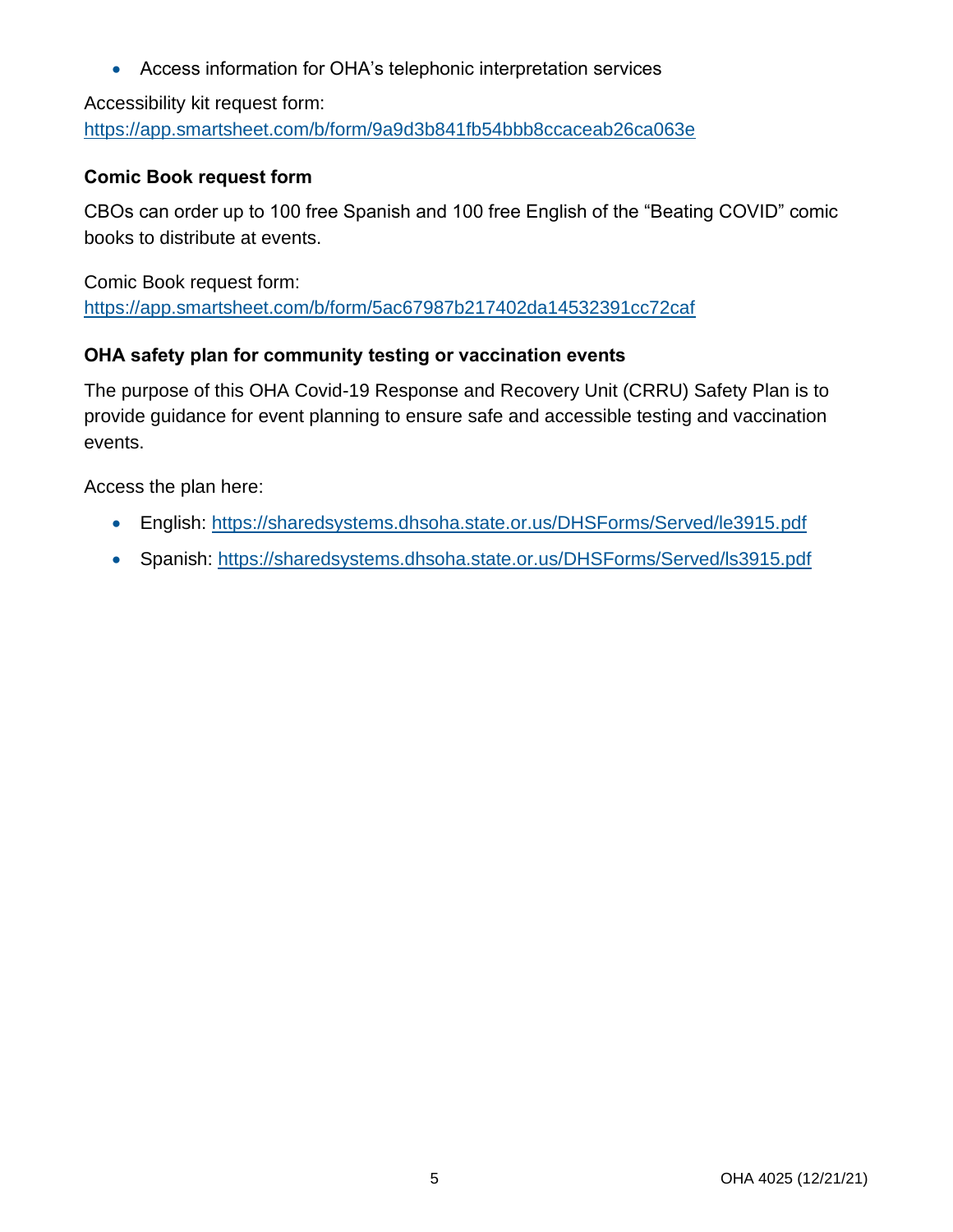- Access information for OHA's telephonic interpretation services

Accessibility kit request form: https://app.smartsheet.com/b/form/9a9d3b841fb54bbb8ccaceab26ca063e

### Comic Book request form

CBOs can order up to 100 free Spanish and 100 free English of the "Beating COVID" comic books to distribute at events.

Comic Book request form: https://app.smartsheet.com/b/form/5ac67987b217402da14532391cc72caf

### OHA safety plan for community testing or vaccination events

The purpose of this OHA Covid-19 Response and Recovery Unit (CRRU) Safety Plan is to provide guidance for event planning to ensure safe and accessible testing and vaccination events.

Access the plan here:

- English: https://sharedsystems.dhsoha.state.or.us/DHSForms/Served/le3915.pdf
- Spanish: https://sharedsystems.dhsoha.state.or.us/DHSForms/Served/ls3915.pdf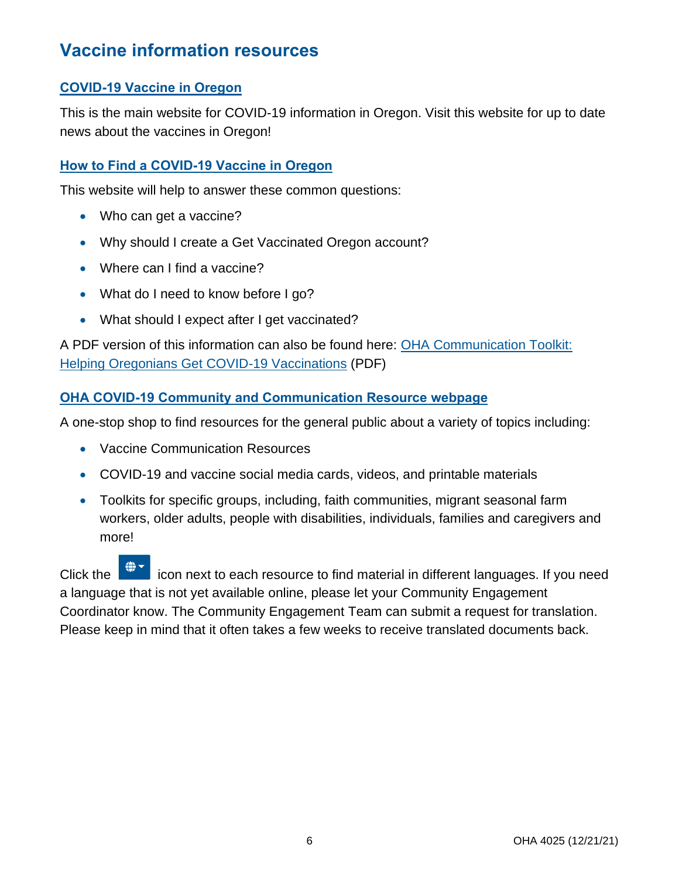## Vaccine information resources

### COVID-19 Vaccine in Oregon

This is the main website for COVID-19 information in Oregon. Visit this website for up to date news about the vaccines in Oregon!

### How to Find a COVID-19 Vaccine in Oregon

This website will help to answer these common questions:

- Who can get a vaccine?
- Why should I create a Get Vaccinated Oregon account?
- Where can I find a vaccine?
- What do I need to know before I go?
- What should I expect after I get vaccinated?

A PDF version of this information can also be found here: OHA Communication Toolkit: Helping Oregonians Get COVID-19 Vaccinations (PDF)

### OHA COVID-19 Community and Communication Resource webpage

A one-stop shop to find resources for the general public about a variety of topics including:

- Vaccine Communication Resources
- COVID-19 and vaccine social media cards, videos, and printable materials
- Toolkits for specific groups, including, faith communities, migrant seasonal farm workers, older adults, people with disabilities, individuals, families and caregivers and more!

Click the icon next to each resource to find material in different languages. If you need a language that is not yet available online, please let your Community Engagement Coordinator know. The Community Engagement Team can submit a request for translation. Please keep in mind that it often takes a few weeks to receive translated documents back.

OHA 4025 (12/21/21)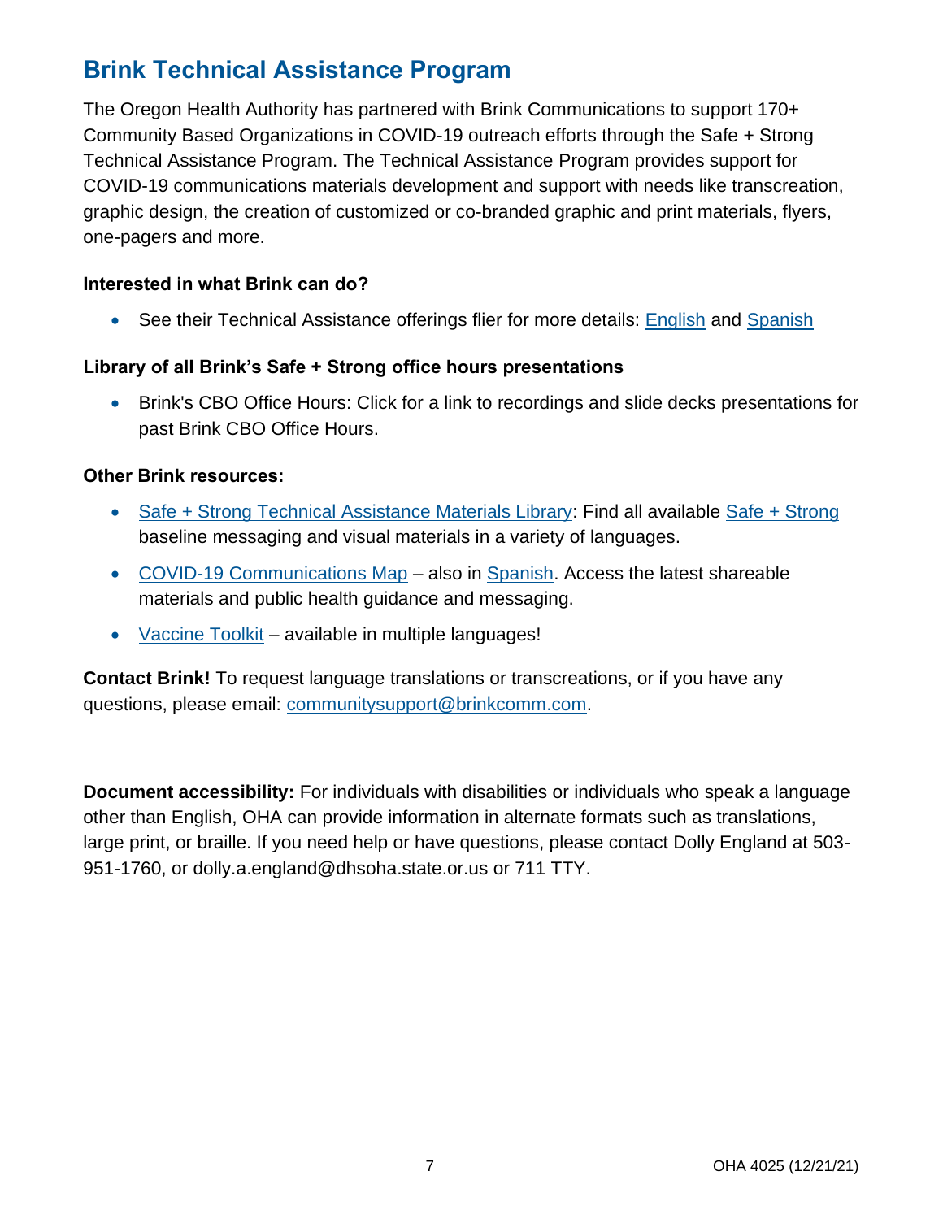## Brink Technical Assistance Program

The Oregon Health Authority has partnered with Brink Communications to support 170+ Community Based Organizations in COVID-19 outreach efforts through the Safe + Strong Technical Assistance Program. The Technical Assistance Program provides support for COVID-19 communications materials development and support with needs like transcreation, graphic design, the creation of customized or co-branded graphic and print materials, flyers, one-pagers and more.

**Interested in what Brink can do?**

- See their Technical Assistance offerings flier for more details: English and Spanish

**Library of all Brink's Safe + Strong office hours presentations**

- Brink's CBO Office Hours: Click for a link to recordings and slide decks presentations for past Brink CBO Office Hours.

**Other Brink resources:**

- Safe + Strong Technical Assistance Materials Library: Find all available Safe + Strong baseline messaging and visual materials in a variety of languages.
- COVID-19 Communications Map – also in Spanish. Access the latest shareable materials and public health guidance and messaging.
- Vaccine Toolkit – available in multiple languages!

**Contact Brink!** To request language translations or transcreations, or if you have any questions, please email: communitysupport@brinkcomm.com.

**Document accessibility:** For individuals with disabilities or individuals who speak a language other than English, OHA can provide information in alternate formats such as translations, large print, or braille. If you need help or have questions, please contact Dolly England at 503-951-1760, or dolly.a.england@dhsoha.state.or.us or 711 TTY.

OHA 4025 (12/21/21)